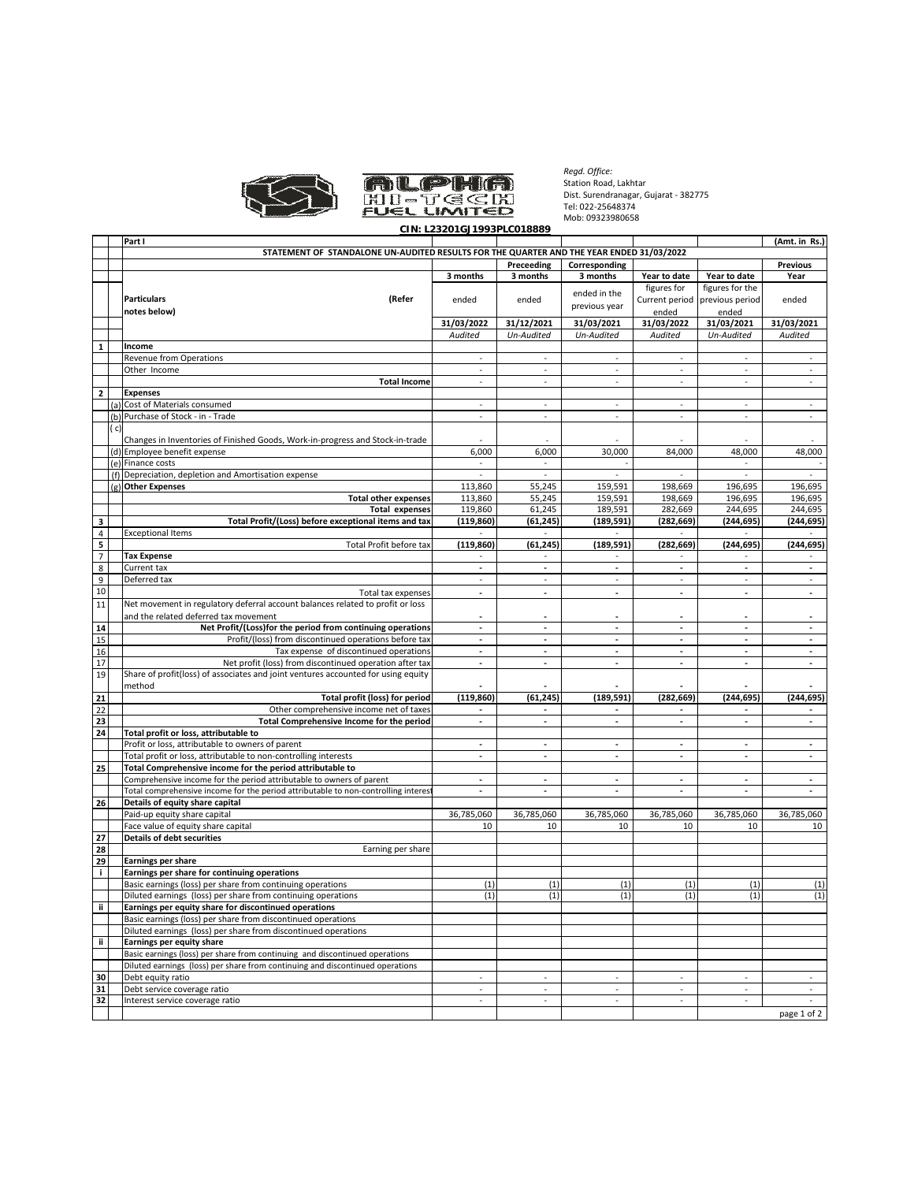ALPHA HI-TECH FUEL LIMITED

*Regd. Office:*
Station Road, Lakhtar
Dist. Surendranagar, Gujarat - 382775
Tel: 022-25648374
Mob: 09323980658

**CIN: L23201GJ1993PLC018889**

| | | Part I | | | | | | (Amt. in Rs.) |
|---|---|---|---|---|---|---|---|---|
| | | **STATEMENT OF STANDALONE UN-AUDITED RESULTS FOR THE QUARTER AND THE YEAR ENDED 31/03/2022** | | | | | | |
| | | | | Preceeding | Corresponding | | | Previous |
| | | | 3 months | 3 months | 3 months | Year to date | Year to date | Year |
| | | **Particulars** (Refer notes below) | ended | ended | ended in the previous year | figures for Current period ended | figures for the previous period ended | ended |
| | | | 31/03/2022 | 31/12/2021 | 31/03/2021 | 31/03/2022 | 31/03/2021 | 31/03/2021 |
| | | | *Audited* | *Un-Audited* | *Un-Audited* | *Audited* | *Un-Audited* | *Audited* |
| 1 | | **Income** | | | | | | |
| | | Revenue from Operations | - | - | - | - | - | - |
| | | Other Income | - | - | - | - | - | - |
| | | **Total Income** | - | - | - | - | - | - |
| 2 | | **Expenses** | | | | | | |
| | (a) | Cost of Materials consumed | - | - | - | - | - | - |
| | (b) | Purchase of Stock - in - Trade | - | - | - | - | - | - |
| | (c) | Changes in Inventories of Finished Goods, Work-in-progress and Stock-in-trade | - | - | - | - | - | - |
| | (d) | Employee benefit expense | 6,000 | 6,000 | 30,000 | 84,000 | 48,000 | 48,000 |
| | (e) | Finance costs | - | - | - | - | - | - |
| | (f) | Depreciation, depletion and Amortisation expense | - | - | - | - | - | - |
| | (g) | **Other Expenses** | 113,860 | 55,245 | 159,591 | 198,669 | 196,695 | 196,695 |
| | | **Total other expenses** | 113,860 | 55,245 | 159,591 | 198,669 | 196,695 | 196,695 |
| | | **Total expenses** | 119,860 | 61,245 | 189,591 | 282,669 | 244,695 | 244,695 |
| 3 | | **Total Profit/(Loss) before exceptional items and tax** | (119,860) | (61,245) | (189,591) | (282,669) | (244,695) | (244,695) |
| 4 | | Exceptional Items | - | - | - | - | - | - |
| 5 | | Total Profit before tax | (119,860) | (61,245) | (189,591) | (282,669) | (244,695) | (244,695) |
| 7 | | **Tax Expense** | - | - | - | - | - | - |
| 8 | | Current tax | - | - | - | - | - | - |
| 9 | | Deferred tax | - | - | - | - | - | - |
| 10 | | Total tax expenses | - | - | - | - | - | - |
| 11 | | Net movement in regulatory deferral account balances related to profit or loss and the related deferred tax movement | - | - | - | - | - | - |
| 14 | | **Net Profit/(Loss)for the period from continuing operations** | - | - | - | - | - | - |
| 15 | | Profit/(loss) from discontinued operations before tax | - | - | - | - | - | - |
| 16 | | Tax expense of discontinued operations | - | - | - | - | - | - |
| 17 | | Net profit (loss) from discontinued operation after tax | - | - | - | - | - | - |
| 19 | | Share of profit(loss) of associates and joint ventures accounted for using equity method | - | - | - | - | - | - |
| 21 | | **Total profit (loss) for period** | (119,860) | (61,245) | (189,591) | (282,669) | (244,695) | (244,695) |
| 22 | | Other comprehensive income net of taxes | - | - | - | - | - | - |
| 23 | | **Total Comprehensive Income for the period** | - | - | - | - | - | - |
| 24 | | **Total profit or loss, attributable to** | | | | | | |
| | | Profit or loss, attributable to owners of parent | - | - | - | - | - | - |
| | | Total profit or loss, attributable to non-controlling interests | - | - | - | - | - | - |
| 25 | | **Total Comprehensive income for the period attributable to** | | | | | | |
| | | Comprehensive income for the period attributable to owners of parent | - | - | - | - | - | - |
| | | Total comprehensive income for the period attributable to non-controlling interest | - | - | - | - | - | - |
| 26 | | **Details of equity share capital** | | | | | | |
| | | Paid-up equity share capital | 36,785,060 | 36,785,060 | 36,785,060 | 36,785,060 | 36,785,060 | 36,785,060 |
| | | Face value of equity share capital | 10 | 10 | 10 | 10 | 10 | 10 |
| 27 | | **Details of debt securities** | | | | | | |
| 28 | | Earning per share | | | | | | |
| 29 | | **Earnings per share** | | | | | | |
| i | | **Earnings per share for continuing operations** | | | | | | |
| | | Basic earnings (loss) per share from continuing operations | (1) | (1) | (1) | (1) | (1) | (1) |
| | | Diluted earnings (loss) per share from continuing operations | (1) | (1) | (1) | (1) | (1) | (1) |
| ii | | **Earnings per equity share for discontinued operations** | | | | | | |
| | | Basic earnings (loss) per share from discontinued operations | | | | | | |
| | | Diluted earnings (loss) per share from discontinued operations | | | | | | |
| ii | | **Earnings per equity share** | | | | | | |
| | | Basic earnings (loss) per share from continuing and discontinued operations | | | | | | |
| | | Diluted earnings (loss) per share from continuing and discontinued operations | | | | | | |
| 30 | | Debt equity ratio | - | - | - | - | - | - |
| 31 | | Debt service coverage ratio | - | - | - | - | - | - |
| 32 | | Interest service coverage ratio | - | - | - | - | - | - |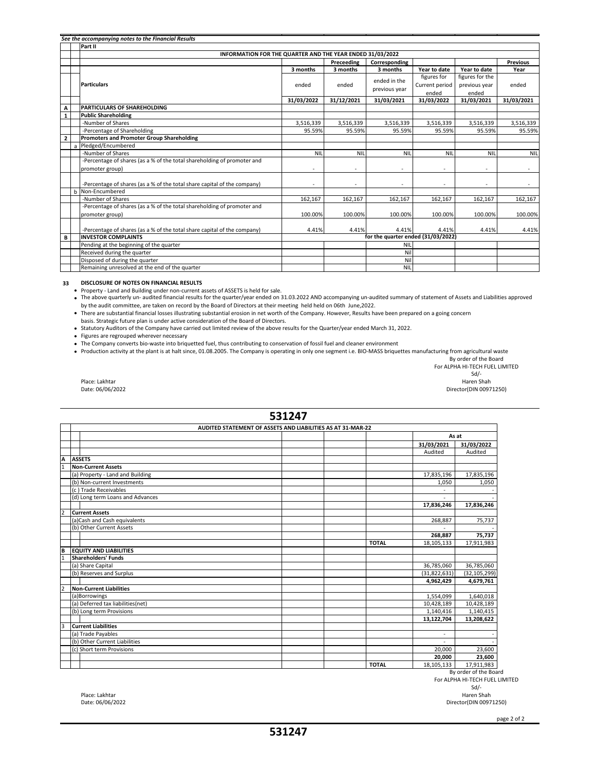*See the accompanying notes to the Financial Results*

| | | Part II | | | | | | |
|---|---|---|---|---|---|---|---|---|
| | | **INFORMATION FOR THE QUARTER AND THE YEAR ENDED 31/03/2022** | | | | | | |
| | | | | **Preceeding** | **Corresponding** | | | **Previous** |
| | | | **3 months** | **3 months** | **3 months** | **Year to date** | **Year to date** | **Year** |
| | | **Particulars** | ended | ended | ended in the previous year | figures for Current period ended | figures for the previous year ended | ended |
| | | | **31/03/2022** | **31/12/2021** | **31/03/2021** | **31/03/2022** | **31/03/2021** | **31/03/2021** |
| **A** | | **PARTICULARS OF SHAREHOLDING** | | | | | | |
| **1** | | **Public Shareholding** | | | | | | |
| | | -Number of Shares | 3,516,339 | 3,516,339 | 3,516,339 | 3,516,339 | 3,516,339 | 3,516,339 |
| | | -Percentage of Shareholding | 95.59% | 95.59% | 95.59% | 95.59% | 95.59% | 95.59% |
| **2** | | **Promoters and Promoter Group Shareholding** | | | | | | |
| | a | Pledged/Encumbered | | | | | | |
| | | -Number of Shares | NIL | NIL | NIL | NIL | NIL | NIL |
| | | -Percentage of shares (as a % of the total shareholding of promoter and promoter group) | - | - | - | - | - | - |
| | | -Percentage of shares (as a % of the total share capital of the company) | - | - | - | - | - | - |
| | b | Non-Encumbered | | | | | | |
| | | -Number of Shares | 162,167 | 162,167 | 162,167 | 162,167 | 162,167 | 162,167 |
| | | -Percentage of shares (as a % of the total shareholding of promoter and promoter group) | 100.00% | 100.00% | 100.00% | 100.00% | 100.00% | 100.00% |
| | | -Percentage of shares (as a % of the total share capital of the company) | 4.41% | 4.41% | 4.41% | 4.41% | 4.41% | 4.41% |
| **B** | | **INVESTOR COMPLAINTS** | | | **for the quarter ended (31/03/2022)** | | | |
| | | Pending at the beginning of the quarter | | | NIL | | | |
| | | Received during the quarter | | | Nil | | | |
| | | Disposed of during the quarter | | | Nil | | | |
| | | Remaining unresolved at the end of the quarter | | | NIL | | | |

**33 DISCLOSURE OF NOTES ON FINANCIAL RESULTS**

- Property - Land and Building under non-current assets of ASSETS is held for sale.
- The above quarterly un- audited financial results for the quarter/year ended on 31.03.2022 AND accompanying un-audited summary of statement of Assets and Liabilities approved by the audit committee, are taken on record by the Board of Directors at their meeting held held on 06th June,2022.
- There are substantial financial losses illustrating substantial erosion in net worth of the Company. However, Results have been prepared on a going concern basis. Strategic future plan is under active consideration of the Board of Directors.
- Statutory Auditors of the Company have carried out limited review of the above results for the Quarter/year ended March 31, 2022.
- Figures are regrouped wherever necessary
- The Company converts bio-waste into briquetted fuel, thus contributing to conservation of fossil fuel and cleaner environment
- Production activity at the plant is at halt since, 01.08.2005. The Company is operating in only one segment i.e. BIO-MASS briquettes manufacturing from agricultural waste

By order of the Board
For ALPHA HI-TECH FUEL LIMITED
Sd/-
Haren Shah
Director(DIN 00971250)

Place: Lakhtar
Date: 06/06/2022

# 531247

| | | | | | | | |
|---|---|---|---|---|---|---|---|
| | | **AUDITED STATEMENT OF ASSETS AND LIABILITIES AS AT 31-MAR-22** | | | | | |
| | | | | | | **As at** | |
| | | | | | | **31/03/2021** | **31/03/2022** |
| | | | | | | Audited | Audited |
| **A** | **ASSETS** | | | | | | |
| 1 | **Non-Current Assets** | | | | | | |
| | (a) Property - Land and Building | | | | | 17,835,196 | 17,835,196 |
| | (b) Non-current Investments | | | | | 1,050 | 1,050 |
| | (c ) Trade Receivables | | | | | - | - |
| | (d) Long term Loans and Advances | | | | | - | - |
| | | | | | | **17,836,246** | **17,836,246** |
| 2 | **Current Assets** | | | | | | |
| | (a)Cash and Cash equivalents | | | | | 268,887 | 75,737 |
| | (b) Other Current Assets | | | | | - | - |
| | | | | | | **268,887** | **75,737** |
| | | | | | **TOTAL** | 18,105,133 | 17,911,983 |
| **B** | **EQUITY AND LIABILITIES** | | | | | | |
| 1 | **Shareholders' Funds** | | | | | | |
| | (a) Share Capital | | | | | 36,785,060 | 36,785,060 |
| | (b) Reserves and Surplus | | | | | (31,822,631) | (32,105,299) |
| | | | | | | **4,962,429** | **4,679,761** |
| 2 | **Non-Current Liabilities** | | | | | | |
| | (a)Borrowings | | | | | 1,554,099 | 1,640,018 |
| | (a) Deferred tax liabilities(net) | | | | | 10,428,189 | 10,428,189 |
| | (b) Long term Provisions | | | | | 1,140,416 | 1,140,415 |
| | | | | | | **13,122,704** | **13,208,622** |
| 3 | **Current Liabilities** | | | | | | |
| | (a) Trade Payables | | | | | - | - |
| | (b) Other Current Liabilities | | | | | - | - |
| | (c) Short term Provisions | | | | | 20,000 | 23,600 |
| | | | | | | **20,000** | **23,600** |
| | | | | | **TOTAL** | 18,105,133 | 17,911,983 |

By order of the Board
For ALPHA HI-TECH FUEL LIMITED
Sd/-
Haren Shah
Director(DIN 00971250)

Place: Lakhtar
Date: 06/06/2022

**531247**